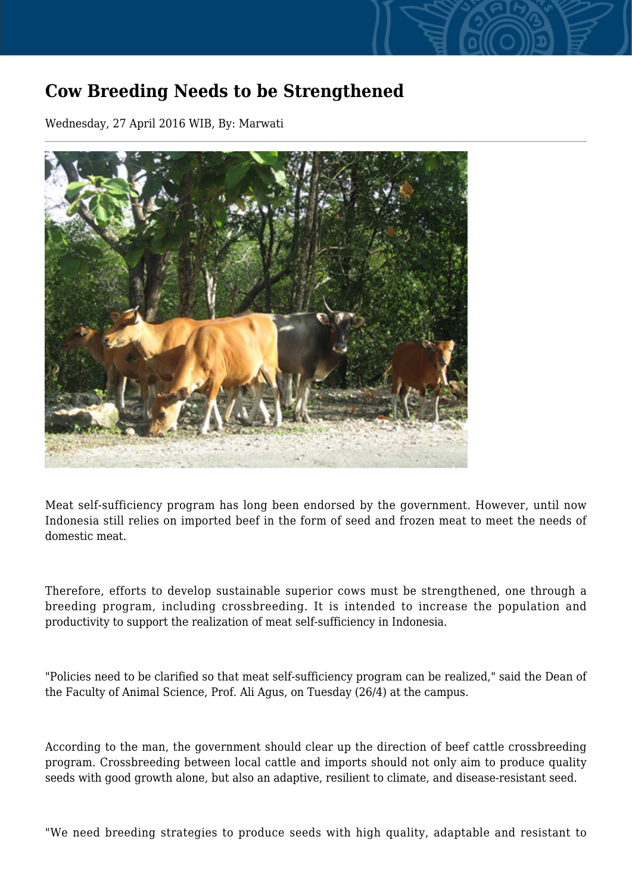# Cow Breeding Needs to be Strengthened

Wednesday, 27 April 2016 WIB, By: Marwati

Meat self-sufficiency program has long been endorsed by the government. However, until now Indonesia still relies on imported beef in the form of seed and frozen meat to meet the needs of domestic meat.

Therefore, efforts to develop sustainable superior cows must be strengthened, one through a breeding program, including crossbreeding. It is intended to increase the population and productivity to support the realization of meat self-sufficiency in Indonesia.

"Policies need to be clarified so that meat self-sufficiency program can be realized," said the Dean of the Faculty of Animal Science, Prof. Ali Agus, on Tuesday (26/4) at the campus.

According to the man, the government should clear up the direction of beef cattle crossbreeding program. Crossbreeding between local cattle and imports should not only aim to produce quality seeds with good growth alone, but also an adaptive, resilient to climate, and disease-resistant seed.

"We need breeding strategies to produce seeds with high quality, adaptable and resistant to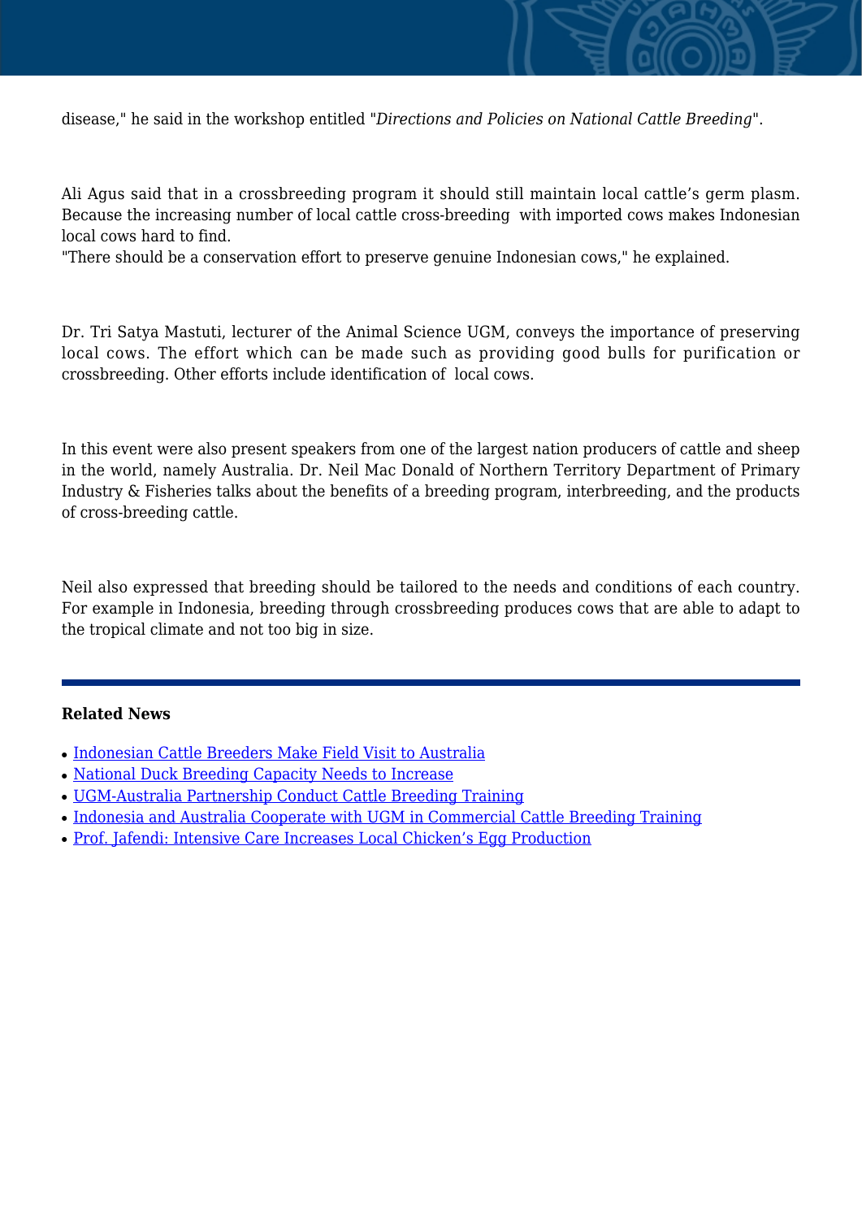disease," he said in the workshop entitled "*Directions and Policies on National Cattle Breeding*".

Ali Agus said that in a crossbreeding program it should still maintain local cattle's germ plasm. Because the increasing number of local cattle cross-breeding with imported cows makes Indonesian local cows hard to find.
"There should be a conservation effort to preserve genuine Indonesian cows," he explained.

Dr. Tri Satya Mastuti, lecturer of the Animal Science UGM, conveys the importance of preserving local cows. The effort which can be made such as providing good bulls for purification or crossbreeding. Other efforts include identification of local cows.

In this event were also present speakers from one of the largest nation producers of cattle and sheep in the world, namely Australia. Dr. Neil Mac Donald of Northern Territory Department of Primary Industry & Fisheries talks about the benefits of a breeding program, interbreeding, and the products of cross-breeding cattle.

Neil also expressed that breeding should be tailored to the needs and conditions of each country. For example in Indonesia, breeding through crossbreeding produces cows that are able to adapt to the tropical climate and not too big in size.

**Related News**

- Indonesian Cattle Breeders Make Field Visit to Australia
- National Duck Breeding Capacity Needs to Increase
- UGM-Australia Partnership Conduct Cattle Breeding Training
- Indonesia and Australia Cooperate with UGM in Commercial Cattle Breeding Training
- Prof. Jafendi: Intensive Care Increases Local Chicken's Egg Production